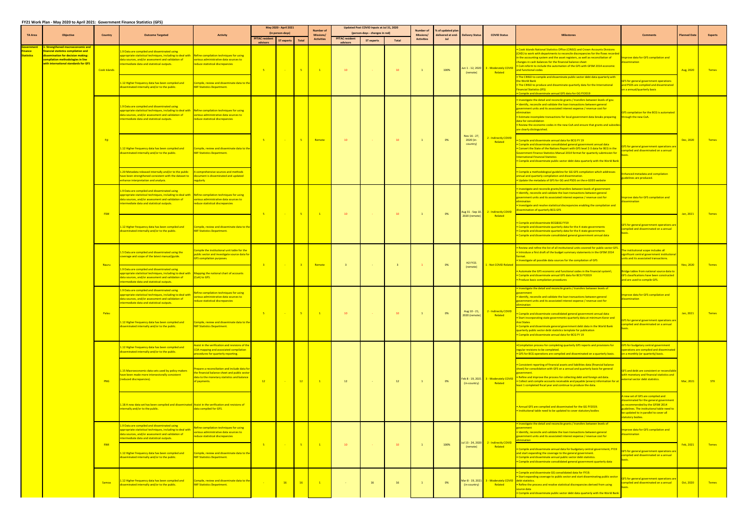# FY21 Work Plan - May 2020 to April 2021: Government Finance Statistics (GFS)

| TA Area | Objective | Country | Outcome Targeted | Activity | May 2020 - April 2021 (in person-days) | | | Number of Missions/ Activities | Updated Post COVID inputs at Jul 31, 2020 (person-days - changes in red) | | | Number of Missions/ Activities | % of updated plan delivered at end-Jul | Delivery Status | COVID Status | Milestones | Comments | Planned Date | Experts |
|---|---|---|---|---|---|---|---|---|---|---|---|---|---|---|---|---|---|---|---|
| | | | | | PITAC resident advisors | ST experts | Total | | PITAC resident advisors | ST experts | Total | | | | | | | | |
| Government Finance Statistics | 1. Strengthened macroeconomic and financial statistics compilation and dissemination for decision making: compilation methodologies in line with international standards for GFS | Cook Islands | 1.9 Data are compiled and disseminated using appropriate statistical techniques, including to deal with data sources, and/or assessment and validation of intermediate data and statistical outputs. | Refine compilation techniques for using various administrative data sources to reduce statistical discrepancies | 5 | - | 5 | 1 | 10 | - | 10 | 1 | 100% | Jun 1 - 12, 2020 (remote) | 3 - Moderately COVID Related | • Cook Islands National Statistics Office (CINSO) and Crown Accounts Divisions (CAD) to work with departments to reconcile discrepancies for the flows recorded in the accounting system and the asset registers, as well as reconciliation of changes in cash balances for the financial balance sheet<br>• CoA reform to include the automation of the GFS with GFSM 2014 economic and functional codes | Improve data for GFS compilation and dissemination | Aug, 2020 | Temes |
| | | | 1.12 Higher frequency data has been compiled and disseminated internally and/or to the public. | Compile, review and disseminate data to the IMF Statistics Department. | | | | | | | | | | | | • The CINSO to compile and disseminate public sector debt data quarterly with the World Bank<br>• The CINSO to produce and disseminate quarterly data for the International Financial Statistics (IFS)<br>• Compile and disseminate annual GFS data for GG FY2019 | GFS for general government operations and PSDS are compiled and disseminated on a annual/quarterly basis | | |
| | | Fiji | 1.9 Data are compiled and disseminated using appropriate statistical techniques, including to deal with data sources, and/or assessment and validation of intermediate data and statistical outputs. | Refine compilation techniques for using various administrative data sources to reduce statistical discrepancies | 5 | - | 5 | Remote | 10 | - | 10 | 1 | 0% | Nov 16 - 27, 2020 (in-country) | 2 - Indirectly COVID Related | • Investigate the detail and reconcile grants / transfers between levels of gov.<br>• Identify, reconcile and validate the loan transactions between general government units and its associated interest expense / revenue cost for elimination<br>• Estimate incomplete transactions for local government data breaks preparing data for consolidation<br>• Review the economic codes in the new CoA and ensure that grants and subsidies are clearly distinguished. | GFS compilation for the BCG is automated through the new CoA. | Dec, 2020 | Temes |
| | | | 1.12 Higher frequency data has been compiled and disseminated internally and/or to the public. | Compile, review and disseminate data to the IMF Statistics Department. | | | | | | | | | | | | • Compile and disseminate annual data for BCG FY 19<br>• Compile and disseminate consolidated general government annual data<br>• Convert the State of the Nations Report with GFS level 2-3 data for BCG in the Government Finance Statistics Manual 2014 format for quarterly submission for International Financial Statistics<br>• Compile and disseminate public sector debt data quarterly with the World Bank | GFS for general government operations are compiled and disseminated on a annual basis. | | |
| | | | 1.20 Metadata released internally and/or to the public have been strengthened consistent with the dataset to enhance interpretation and analysis. | A comprehensive sources and methods document is disseminated and updated regularly | | | | | | | | | | | | • Compile a methodological guideline for GG GFS compilation which addresses annual and quarterly compilation and dissemination.<br>• Update the metadata of GFS for GG and PSDS on the e-GDDS website | Enhanced metadata and compilation guidelines are produced. | | |
| | | FSM | 1.9 Data are compiled and disseminated using appropriate statistical techniques, including to deal with data sources, and/or assessment and validation of intermediate data and statistical outputs. | Refine compilation techniques for using various administrative data sources to reduce statistical discrepancies | 5 | - | 5 | 1 | 10 | - | 10 | 1 | 0% | Aug 31 - Sep 10, 2020 (remote) | 2 - Indirectly COVID Related | • Investigate and reconcile grants/transfers between levels of government<br>• Identify, reconcile and validate the loan transactions between general government units and its associated interest expense / revenue cost for elimination<br>• Investigate and resolve statistical discrepancies enabling the compilation and dissemination of quarterly BCG GFS | Improve data for GFS compilation and dissemination | Jan, 2021 | Temes |
| | | | 1.12 Higher frequency data has been compiled and disseminated internally and/or to the public. | Compile, review and disseminate data to the IMF Statistics Department. | | | | | | | | | | | | • Compile and disseminate BCG&SG FY19<br>• Compile and disseminate quarterly data for the 4 state governments<br>• Compile and disseminate quarterly data for the 4 state governments<br>• Compile and disseminate consolidated general government annual data | GFS for general government operations are compiled and disseminated on a annual basis. | | |
| | | Nauru | 1.5 Data are compiled and disseminated using the coverage and scope of the latest manual/guide. | Compile the institutional unit table for the public sector and investigate source data for GFS compilation purposes. | 3 | - | 3 | Remote | 3 | - | 3 | 1 | 0% | H2 FY21 (remote) | 1 - Not COVID Related | • Review and refine the list of all institutional units covered for public sector GFS.<br>• Introduce a first draft of the budget summary statements in the GFSM 2014 format.<br>• Investigate all possible data sources for the compilation of GFS | The institutional scope includes all significant central government institutional units and its associated transactions. | Nov, 2020 | Temes |
| | | | 1.9 Data are compiled and disseminated using appropriate statistical techniques, including to deal with data sources, and/or assessment and validation of intermediate data and statistical outputs. | Mapping the national chart of accounts (CoA) to GFS. | | | | | | | | | | | | • Automate the GFS economic and functional codes in the financial system\<br>• Compile and disseminate annual GFS data for BCG FY2019<br>• Produce basic compilation procedures | Bridge tables from national source data to GFS classifications have been constructed and are used to compile GFS. | | |
| | | Palau | 1.9 Data are compiled and disseminated using appropriate statistical techniques, including to deal with data sources, and/or assessment and validation of intermediate data and statistical outputs. | Refine compilation techniques for using various administrative data sources to reduce statistical discrepancies | 5 | - | 5 | 1 | 10 | - | 10 | 1 | 0% | Aug 10 - 21, 2020 (remote) | 2 - Indirectly COVID Related | • Investigate the detail and reconcile grants / transfers between levels of government<br>• Identify, reconcile and validate the loan transactions between general government units and its associated interest expense / revenue cost for elimination | Improve data for GFS compilation and dissemination | Jan, 2021 | Temes |
| | | | 1.12 Higher frequency data has been compiled and disseminated internally and/or to the public. | Compile, review and disseminate data to the IMF Statistics Department. | | | | | | | | | | | | • Compile and disseminate consolidated general government annual data<br>• Start incorporating state governments quarterly data at minimum Koror and Arai States<br>• Compile and disseminate general government debt data in the World Bank quarterly public sector debt statistics template for publication<br>• Compile and disseminate annual data for BCG FY 19 | GFS for general government operations are compiled and disseminated on a annual basis. | | |
| | | PNG | 1.12 Higher frequency data has been compiled and disseminated internally and/or to the public. | Assist in the verification and revisions of the COA mapping and associated compilation procedures for quarterly reporting. | 12 | - | 12 | 1 | 12 | - | 12 | 1 | 0% | Feb 8 - 19, 2021 (in-country) | 3 - Moderately COVID Related | •Compilation process for completing quarterly GFS reports and provisions for regular revisions to be completed.<br>• GFS for BCG operations are compiled and disseminated on a quarterly basis. | GFS for budgetary central government operations are compiled and disseminated on a monthly (or quarterly) basis. | Mar, 2021 | STX |
| | | | 1.15 Macroeconomic data sets used by policy-makers have been made more intersectorally consistent (reduced discrepancies). | Prepare a reconciliation and include data for the financial balance sheet and public sector data to the monetary statistics and balance of payments. | | | | | | | | | | | | • Consistent reporting of financial assets and liabilities data (financial balance sheet) for consolidation with GFS on a annual and quarterly basis for general government.<br>• Refine and improve the process for collecting debt and foreign aid data.<br>• Collect and compile accounts receivable and payable (arears) information for at least 1 completed fiscal year and continue to produce the data. | GFS and debt are consistent or reconcilable with monetary and financial statistics and external sector debt statistics. | | |
| | | | 1.18 A new data set has been compiled and disseminated internally and/or to the public. | Assist in the verification and revisions of data compiled for GFS. | | | | | | | | | | | | • Annual GFS are compiled and disseminated for the GG FY2019.<br>• Institutional table need to be updated to cover statutory bodies | A new set of GFS are compiled and disseminated for the general government as recommended by the GFSM 2014 guidelines. The institutional table need to be updated to in parallel to cover all statutory bodies. | | |
| | | RMI | 1.9 Data are compiled and disseminated using appropriate statistical techniques, including to deal with data sources, and/or assessment and validation of intermediate data and statistical outputs. | Refine compilation techniques for using various administrative data sources to reduce statistical discrepancies | 5 | - | 5 | 1 | 10 | - | 10 | 1 | 100% | Jul 13 - 24, 2020 (remote) | 2 - Indirectly COVID Related | • Investigate the detail and reconcile grants / transfers between levels of government<br>• Identify, reconcile and validate the loan transactions between general government units and its associated interest expense / revenue cost for elimination | Improve data for GFS compilation and dissemination | Feb, 2021 | Temes |
| | | | 1.12 Higher frequency data has been compiled and disseminated internally and/or to the public. | Compile, review and disseminate data to the IMF Statistics Department. | | | | | | | | | | | | • Compile and disseminate annual data for budgetary central government, FY19 and start expanding the coverage to the general government.<br>• Compile and disseminate annual public sector debt statistics.<br>• Compile and disseminate consolidated general government quarterly data | GFS for general government operations are compiled and disseminated on a annual basis. | | |
| | | Samoa | 1.12 Higher frequency data has been compiled and disseminated internally and/or to the public. | Compile, review and disseminate data to the IMF Statistics Department. | - | 16 | 16 | 1 | - | 16 | 16 | 1 | 0% | Mar 8 - 19, 2021 (in-country) | 3 - Moderately COVID Related | • Compile and disseminate GG consolidated data for FY19.<br>• Start expanding coverage to public sector and start disseminating public sector debt statistics.<br>• Refine the process and resolve statistical discrepancies derived from using source data<br>• Compile and disseminate public sector debt data quarterly with the World Bank | GFS for general government operations are compiled and disseminated on a annual basis. | Oct, 2020 | Temes |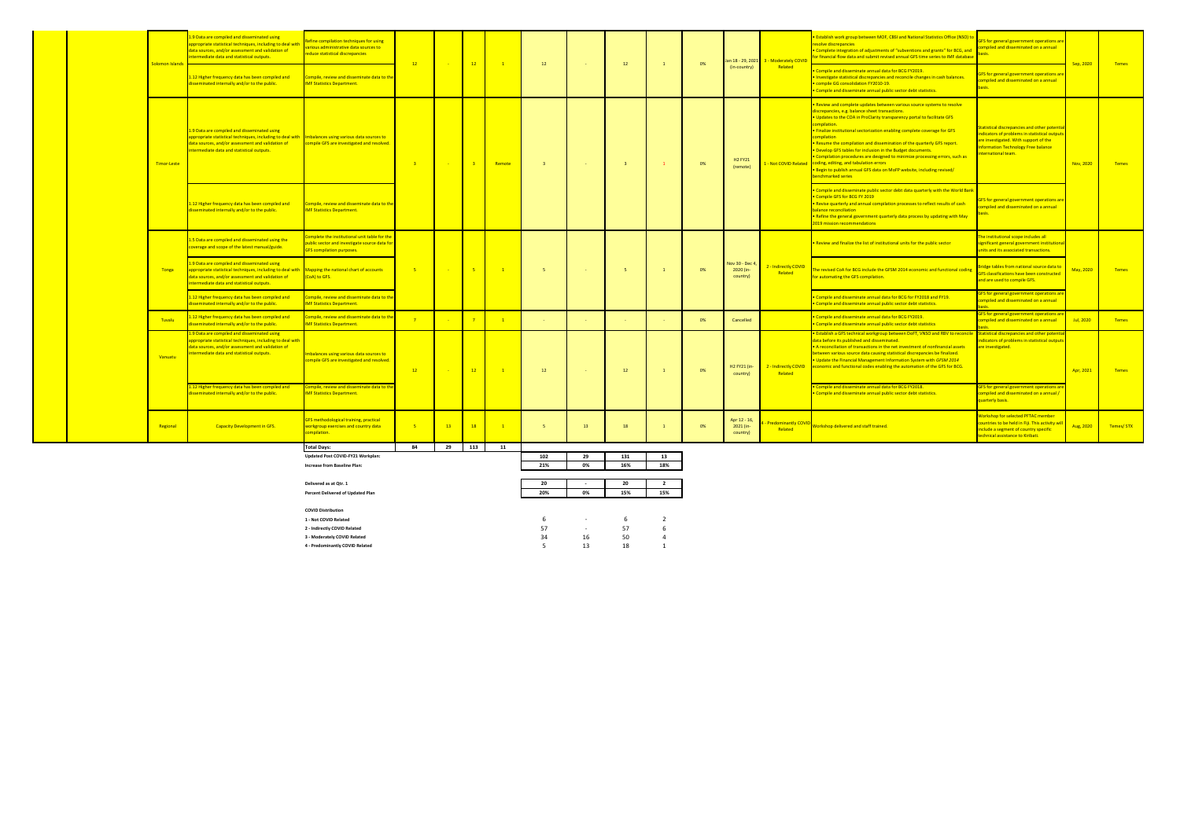| | | | | | | | | | | | | | | | | | |
|---|---|---|---|---|---|---|---|---|---|---|---|---|---|---|---|---|---|
| Solomon Islands | 1.9 Data are compiled and disseminated using appropriate statistical techniques, including to deal with data sources, and/or assessment and validation of intermediate data and statistical outputs. | Refine compilation techniques for using various administrative data sources to reduce statistical discrepancies | 12 | - | 12 | 1 | 12 | - | 12 | 1 | 0% | Jan 18 - 29, 2021 (in-country) | 3 - Moderately COVID Related | • Establish work group between MOF, CBSI and National Statistics Office (NSO) to resolve discrepancies<br>• Complete integration of adjustments of "subventions and grants" for BCG, and for financial flow data and submit revised annual GFS time series to IMF database | GFS for general government operations are compiled and disseminated on a annual basis. | Sep, 2020 | Temes |
| | 1.12 Higher frequency data has been compiled and disseminated internally and/or to the public. | Compile, review and disseminate data to the IMF Statistics Department. | | | | | | | | | | | | • Compile and disseminate annual data for BCG FY2019.<br>• Investigate statistical discrepancies and reconcile changes in cash balances.<br>• compile GG consolidation FY2010-19.<br>• Compile and disseminate annual public sector debt statistics. | GFS for general government operations are compiled and disseminated on a annual basis. | | |
| Timor-Leste | 1.9 Data are compiled and disseminated using appropriate statistical techniques, including to deal with data sources, and/or assessment and validation of intermediate data and statistical outputs. | Imbalances using various data sources to compile GFS are investigated and resolved. | 3 | - | 3 | Remote | 3 | - | 3 | 1 | 0% | H2 FY21 (remote) | 1 - Not COVID Related | • Review and complete updates between various source systems to resolve discrepancies, e.g. balance sheet transactions.<br>• Updates to the COA in ProClarity transparency portal to facilitate GFS compilation.<br>• Finalize institutional sectorization enabling complete coverage for GFS compilation<br>• Resume the compilation and dissemination of the quarterly GFS report.<br>• Develop GFS tables for inclusion in the Budget documents.<br>• Compilation procedures are designed to minimize processing errors, such as coding, editing, and tabulation errors<br>• Begin to publish annual GFS data on MoFP website, including revised/ benchmarked series | Statistical discrepancies and other potential indicators of problems in statistical outputs are investigated. With support of the Information Technology Free balance international team. | Nov, 2020 | Temes |
| | 1.12 Higher frequency data has been compiled and disseminated internally and/or to the public. | Compile, review and disseminate data to the IMF Statistics Department. | | | | | | | | | | | | • Compile and disseminate public sector debt data quarterly with the World Bank<br>• Compile GFS for BCG FY 2019<br>• Revise quarterly and annual compilation processes to reflect results of cash balance reconciliation<br>• Refine the general government quarterly data process by updating with May 2019 mission recommendations | GFS for general government operations are compiled and disseminated on a annual basis. | | |
| Tonga | 1.5 Data are compiled and disseminated using the coverage and scope of the latest manual/guide. | Complete the institutional unit table for the public sector and investigate source data for GFS compilation purposes. | 5 | - | 5 | 1 | 5 | - | 5 | 1 | 0% | Nov 30 - Dec 4, 2020 (in-country) | 2 - Indirectly COVID Related | • Review and finalize the list of institutional units for the public sector | The institutional scope includes all significant general government institutional units and its associated transactions. | May, 2020 | Temes |
| | 1.9 Data are compiled and disseminated using appropriate statistical techniques, including to deal with data sources, and/or assessment and validation of intermediate data and statistical outputs. | Mapping the national chart of accounts (CoA) to GFS. | | | | | | | | | | | | The revised CoA for BCG include the GFSM 2014 economic and functional coding for automating the GFS compilation. | Bridge tables from national source data to GFS classifications have been constructed and are used to compile GFS. | | |
| | 1.12 Higher frequency data has been compiled and disseminated internally and/or to the public. | Compile, review and disseminate data to the IMF Statistics Department. | | | | | | | | | | | | • Compile and disseminate annual data for BCG for FY2018 and FY19.<br>• Compile and disseminate annual public sector debt statistics. | GFS for general government operations are compiled and disseminated on a annual basis. | | |
| Tuvalu | 1.12 Higher frequency data has been compiled and disseminated internally and/or to the public. | Compile, review and disseminate data to the IMF Statistics Department. | 7 | - | 7 | 1 | - | - | - | - | 0% | Cancelled | | • Compile and disseminate annual data for BCG FY2019.<br>• Compile and disseminate annual public sector debt statistics | GFS for general government operations are compiled and disseminated on a annual basis. | Jul, 2020 | Temes |
| Vanuatu | 1.9 Data are compiled and disseminated using appropriate statistical techniques, including to deal with data sources, and/or assessment and validation of intermediate data and statistical outputs. | Imbalances using various data sources to compile GFS are investigated and resolved. | 12 | - | 12 | 1 | 12 | - | 12 | 1 | 0% | H2 FY21 (in-country) | 2 - Indirectly COVID Related | • Establish a GFS technical workgroup between DoFT, VNSO and RBV to reconcile data before its published and disseminated.<br>• A reconciliation of transactions in the net investment of nonfinancial assets between various source data causing statistical discrepancies be finalized.<br>• Update the Financial Management Information System with *GFSM 2014* economic and functional codes enabling the automation of the GFS for BCG. | Statistical discrepancies and other potential indicators of problems in statistical outputs are investigated. | Apr, 2021 | Temes |
| | 1.12 Higher frequency data has been compiled and disseminated internally and/or to the public. | Compile, review and disseminate data to the IMF Statistics Department. | | | | | | | | | | | | • Compile and disseminate annual data for BCG FY2018.<br>• Compile and disseminate annual public sector debt statistics. | GFS for general government operations are compiled and disseminated on a annual / quarterly basis. | | |
| Regional | Capacity Development in GFS. | GFS methodological training, practical workgroup exercises and country data compilation. | 5 | 13 | 18 | 1 | 5 | 13 | 18 | 1 | 0% | Apr 12 - 16, 2021 (in-country) | 4 - Predominantly COVID Related | Workshop delivered and staff trained. | Workshop for selected PFTAC member countries to be held in Fiji. This activity will include a segment of country specific technical assistance to Kiribati. | Aug, 2020 | Temes/ STX |
| | | **Total Days:** | **84** | **29** | **113** | **11** | | | | | | | | | | | |

| | | | | |
|---|---|---|---|---|
| **Updated Post COVID-FY21 Workplan:** | **102** | **29** | **131** | **13** |
| **Increase from Baseline Plan:** | **21%** | **0%** | **16%** | **18%** |
| | | | | |
| **Delivered as at Qtr. 1** | **20** | **-** | **20** | **2** |
| **Percent Delivered of Updated Plan** | **20%** | **0%** | **15%** | **15%** |
| | | | | |
| **COVID Distribution** | | | | |
| **1 - Not COVID Related** | 6 | - | 6 | 2 |
| **2 - Indirectly COVID Related** | 57 | - | 57 | 6 |
| **3 - Moderately COVID Related** | 34 | 16 | 50 | 4 |
| **4 - Predominantly COVID Related** | 5 | 13 | 18 | 1 |